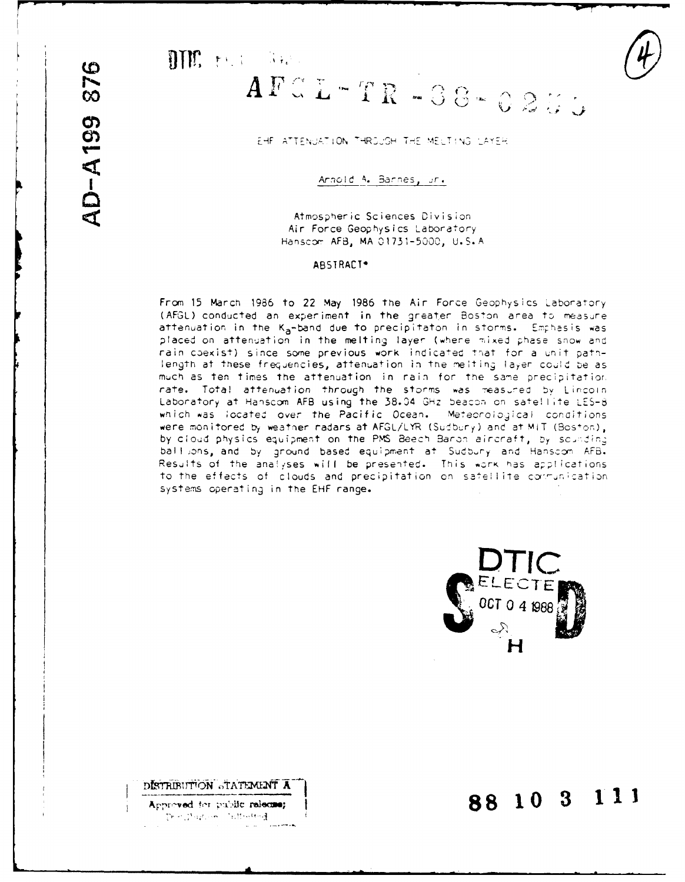AD-A199 876

DTIC FILE COPY

# AFGL-TR-88-0255

## EHF ATTENUATION THROUGH THE MELTING LAYER

Arnold A. Barnes, Jr.

Atmospheric Sciences Division
Air Force Geophysics Laboratory
Hanscom AFB, MA 01731-5000, U.S.A

ABSTRACT*

From 15 March 1986 to 22 May 1986 the Air Force Geophysics Laboratory (AFGL) conducted an experiment in the greater Boston area to measure attenuation in the $K_a$-band due to precipitaton in storms. Emphasis was placed on attenuation in the melting layer (where mixed phase snow and rain coexist) since some previous work indicated that for a unit pathlength at these frequencies, attenuation in the melting layer could be as much as ten times the attenuation in rain for the same precipitation rate. Total attenuation through the storms was measured by Lincoln Laboratory at Hanscom AFB using the 38.04 GHz beacon on satellite LES-8 which was located over the Pacific Ocean. Meteorological conditions were monitored by weather radars at AFGL/LYR (Sudbury) and at MIT (Boston), by cloud physics equipment on the PMS Beech Baron aircraft, by sounding balloons, and by ground based equipment at Sudbury and Hanscom AFB. Results of the analyses will be presented. This work has applications to the effects of clouds and precipitation on satellite communication systems operating in the EHF range.

DTIC ELECTE OCT 0 4 1988 H

DISTRIBUTION STATEMENT A
Approved for public release;
Distribution Unlimited

88 10 3 111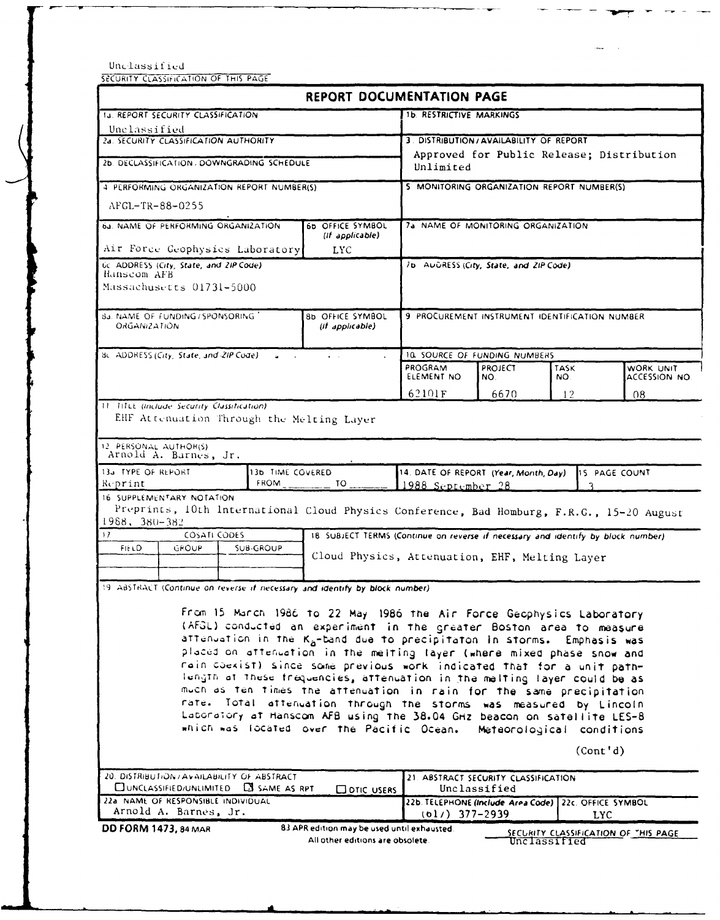Unclassified

SECURITY CLASSIFICATION OF THIS PAGE

# REPORT DOCUMENTATION PAGE

| | |
|---|---|
| 1a. REPORT SECURITY CLASSIFICATION: Unclassified | 1b. RESTRICTIVE MARKINGS |
| 2a. SECURITY CLASSIFICATION AUTHORITY | 3. DISTRIBUTION/AVAILABILITY OF REPORT: Approved for Public Release; Distribution Unlimited |
| 2b. DECLASSIFICATION/DOWNGRADING SCHEDULE | |
| 4. PERFORMING ORGANIZATION REPORT NUMBER(S): AFGL-TR-88-0255 | 5. MONITORING ORGANIZATION REPORT NUMBER(S) |
| 6a. NAME OF PERFORMING ORGANIZATION: Air Force Geophysics Laboratory — 6b. OFFICE SYMBOL (If applicable): LYC | 7a. NAME OF MONITORING ORGANIZATION |
| 6c. ADDRESS (City, State, and ZIP Code): Hanscom AFB Massachusetts 01731-5000 | 7b. ADDRESS (City, State, and ZIP Code) |
| 8a. NAME OF FUNDING/SPONSORING ORGANIZATION — 8b. OFFICE SYMBOL (If applicable) | 9. PROCUREMENT INSTRUMENT IDENTIFICATION NUMBER |
| 8c. ADDRESS (City, State, and ZIP Code) | 10. SOURCE OF FUNDING NUMBERS |

| PROGRAM ELEMENT NO. | PROJECT NO. | TASK NO. | WORK UNIT ACCESSION NO. |
|---|---|---|---|
| 62101F | 6670 | 12 | 08 |

11. TITLE (Include Security Classification): EHF Attenuation Through the Melting Layer

12. PERSONAL AUTHOR(S): Arnold A. Barnes, Jr.

| 13a. TYPE OF REPORT | 13b. TIME COVERED | 14. DATE OF REPORT (Year, Month, Day) | 15. PAGE COUNT |
|---|---|---|---|
| Reprint | FROM ____ TO ____ | 1988 September 28 | 3 |

16. SUPPLEMENTARY NOTATION: Preprints, 10th International Cloud Physics Conference, Bad Homburg, F.R.G., 15-20 August 1988, 380-382

| 17. COSATI CODES | | | 18. SUBJECT TERMS (Continue on reverse if necessary and identify by block number) |
|---|---|---|---|
| FIELD | GROUP | SUB-GROUP | Cloud Physics, Attenuation, EHF, Melting Layer |

19. ABSTRACT (Continue on reverse if necessary and identify by block number)

From 15 March 1986 to 22 May 1986 the Air Force Geophysics Laboratory (AFGL) conducted an experiment in the greater Boston area to measure attenuation in the $K_a$-band due to precipitaton in storms. Emphasis was placed on attenuation in the melting layer (where mixed phase snow and rain coexist) since some previous work indicated that for a unit pathlength at these frequencies, attenuation in the melting layer could be as much as ten times the attenuation in rain for the same precipitation rate. Total attenuation through the storms was measured by Lincoln Laboratory at Hanscom AFB using the 38.04 GHz beacon on satellite LES-8 which was located over the Pacific Ocean. Meteorological conditions

(Cont'd)

| | |
|---|---|
| 20. DISTRIBUTION/AVAILABILITY OF ABSTRACT: ☐ UNCLASSIFIED/UNLIMITED ☒ SAME AS RPT ☐ DTIC USERS | 21. ABSTRACT SECURITY CLASSIFICATION: Unclassified |
| 22a. NAME OF RESPONSIBLE INDIVIDUAL: Arnold A. Barnes, Jr. | 22b. TELEPHONE (Include Area Code): (617) 377-2939 — 22c. OFFICE SYMBOL: LYC |

DD FORM 1473, 84 MAR — 83 APR edition may be used until exhausted. All other editions are obsolete.

SECURITY CLASSIFICATION OF THIS PAGE

Unclassified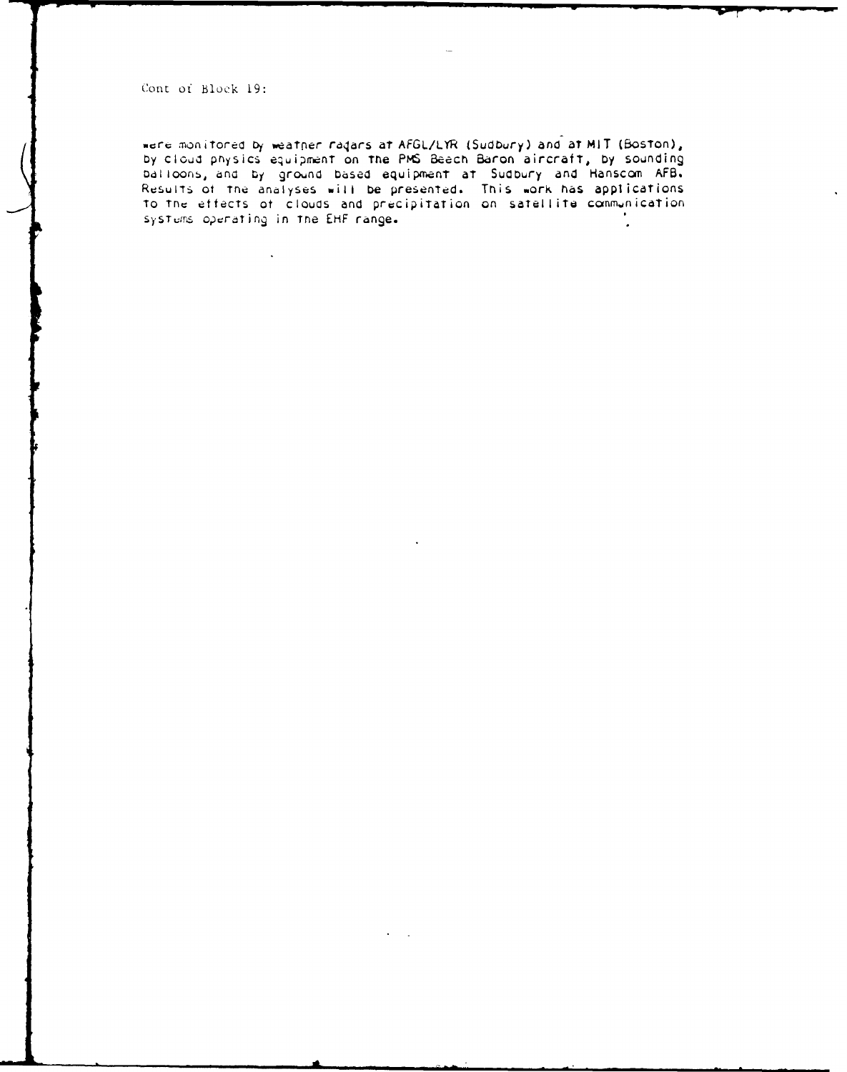Cont of Block 19:

were monitored by weather radars at AFGL/LYR (Sudbury) and at MIT (Boston), by cloud physics equipment on the PMS Beech Baron aircraft, by sounding balloons, and by ground based equipment at Sudbury and Hanscom AFB. Results of the analyses will be presented. This work has applications to the effects of clouds and precipitation on satellite communication systems operating in the EHF range.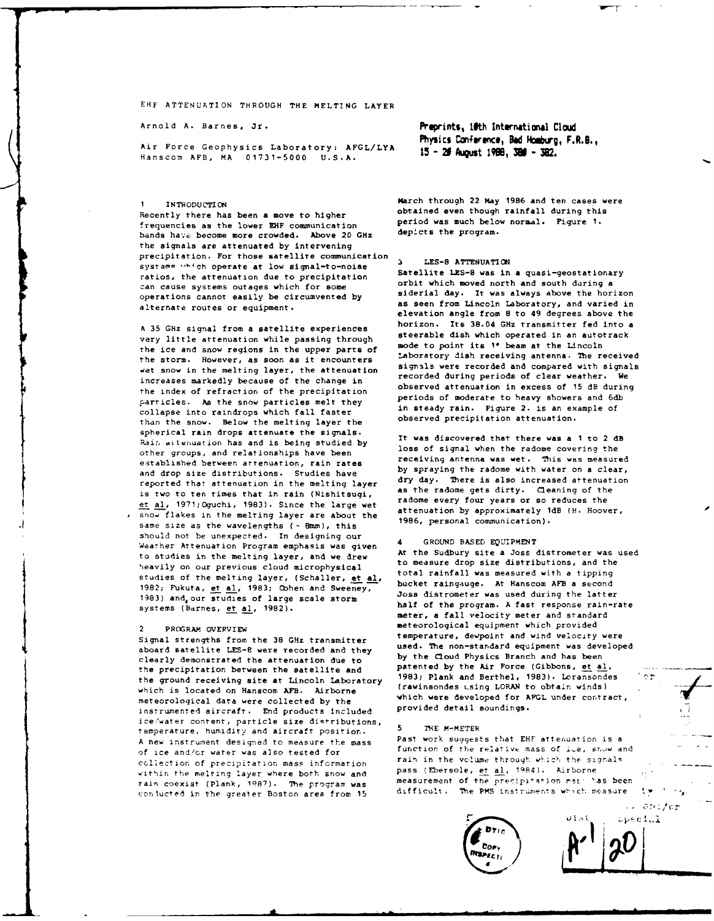EHF ATTENUATION THROUGH THE MELTING LAYER

Arnold A. Barnes, Jr.

Air Force Geophysics Laboratory: AFGL/LYA
Hanscom AFB, MA 01731-5000 U.S.A.

**Preprints, 10th International Cloud Physics Conference, Bad Homburg, F.R.G., 15 - 20 August 1988, 380 - 382.**

## 1 INTRODUCTION

Recently there has been a move to higher frequencies as the lower EHF communication bands have become more crowded. Above 20 GHz the signals are attenuated by intervening precipitation. For those satellite communication systems which operate at low signal-to-noise ratios, the attenuation due to precipitation can cause systems outages which for some operations cannot easily be circumvented by alternate routes or equipment.

A 35 GHz signal from a satellite experiences very little attenuation while passing through the ice and snow regions in the upper parts of the storm. However, as soon as it encounters wet snow in the melting layer, the attenuation increases markedly because of the change in the index of refraction of the precipitation particles. As the snow particles melt they collapse into raindrops which fall faster than the snow. Below the melting layer the spherical rain drops attenuate the signals. Rain attenuation has and is being studied by other groups, and relationships have been established between attenuation, rain rates and drop size distributions. Studies have reported that attenuation in the melting layer is two to ten times that in rain (Nishitsugi, et al, 1971; Oguchi, 1983). Since the large wet snow flakes in the melting layer are about the same size as the wavelengths (~ 8mm), this should not be unexpected. In designing our Weather Attenuation Program emphasis was given to studies in the melting layer, and we drew heavily on our previous cloud microphysical studies of the melting layer, (Schaller, et al, 1982; Fukuta, et al, 1983; Cohen and Sweeney, 1983) and our studies of large scale storm systems (Barnes, et al, 1982).

## 2 PROGRAM OVERVIEW

Signal strengths from the 38 GHz transmitter aboard satellite LES-8 were recorded and they clearly demonstrated the attenuation due to the precipitation between the satellite and the ground receiving site at Lincoln Laboratory which is located on Hanscom AFB. Airborne meteorological data were collected by the instrumented aircraft. End products included ice/water content, particle size distributions, temperature, humidity and aircraft position. A new instrument designed to measure the mass of ice and/or water was also tested for collection of precipitation mass information within the melting layer where both snow and rain coexist (Plank, 1987). The program was conducted in the greater Boston area from 15 March through 22 May 1986 and ten cases were obtained even though rainfall during this period was much below normal. Figure 1. depicts the program.

## 3 LES-8 ATTENUATION

Satellite LES-8 was in a quasi-geostationary orbit which moved north and south during a siderial day. It was always above the horizon as seen from Lincoln Laboratory, and varied in elevation angle from 8 to 49 degrees above the horizon. Its 38.04 GHz transmitter fed into a steerable dish which operated in an autotrack mode to point its 1° beam at the Lincoln Laboratory dish receiving antenna. The received signals were recorded and compared with signals recorded during periods of clear weather. We observed attenuation in excess of 15 dB during periods of moderate to heavy showers and 6db in steady rain. Figure 2. is an example of observed precipitation attenuation.

It was discovered that there was a 1 to 2 dB loss of signal when the radome covering the receiving antenna was wet. This was measured by spraying the radome with water on a clear, dry day. There is also increased attenuation as the radome gets dirty. Cleaning of the radome every four years or so reduces the attenuation by approximately 1dB (H. Hoover, 1986, personal communication).

## 4 GROUND BASED EQUIPMENT

At the Sudbury site a Joss distrometer was used to measure drop size distributions, and the total rainfall was measured with a tipping bucket raingauge. At Hanscom AFB a second Joss distrometer was used during the latter half of the program. A fast response rain-rate meter, a fall velocity meter and standard meteorological equipment which provided temperature, dewpoint and wind velocity were used. The non-standard equipment was developed by the Cloud Physics Branch and has been patented by the Air Force (Gibbons, et al, 1983; Plank and Berthel, 1983). Loransondes (rawinsondes using LORAN to obtain winds) which were developed for AFGL under contract, provided detail soundings.

## 5 THE M-METER

Past work suggests that EHF attenuation is a function of the relative mass of ice, snow and rain in the volume through which the signals pass (Ebersole, et al, 1984). Airborne measurement of the precipitation mass has been difficult. The PMS instruments which measure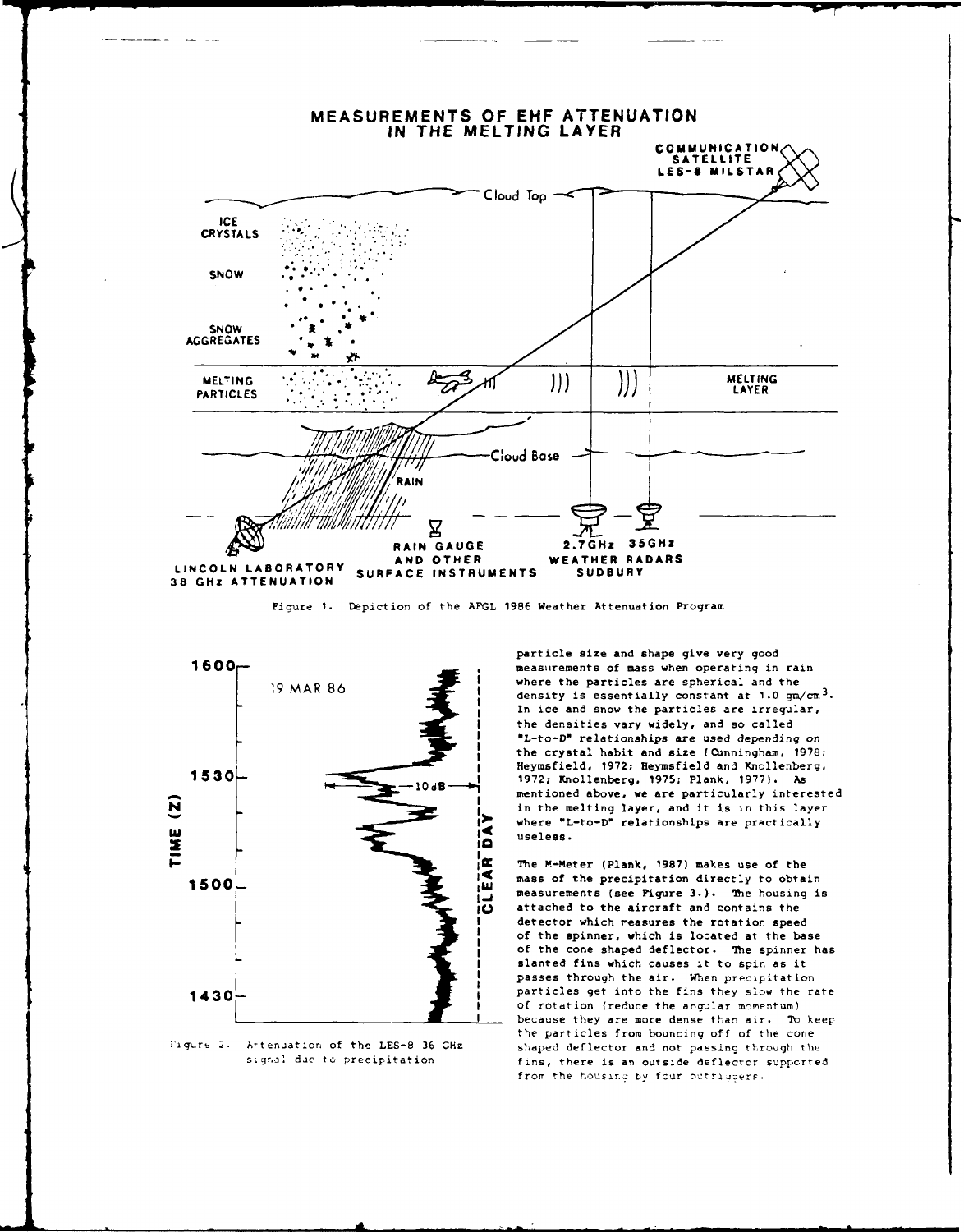Figure 1. Depiction of the AFGL 1986 Weather Attenuation Program

Figure 2. Attenuation of the LES-8 36 GHz signal due to precipitation

particle size and shape give very good measurements of mass when operating in rain where the particles are spherical and the density is essentially constant at 1.0 $gm/cm^3$. In ice and snow the particles are irregular, the densities vary widely, and so called "L-to-D" relationships are used depending on the crystal habit and size (Cunningham, 1978; Heymsfield, 1972; Heymsfield and Knollenberg, 1972; Knollenberg, 1975; Plank, 1977). As mentioned above, we are particularly interested in the melting layer, and it is in this layer where "L-to-D" relationships are practically useless.

The M-Meter (Plank, 1987) makes use of the mass of the precipitation directly to obtain measurements (see Figure 3.). The housing is attached to the aircraft and contains the detector which measures the rotation speed of the spinner, which is located at the base of the cone shaped deflector. The spinner has slanted fins which causes it to spin as it passes through the air. When precipitation particles get into the fins they slow the rate of rotation (reduce the angular momentum) because they are more dense than air. To keep the particles from bouncing off of the cone shaped deflector and not passing through the fins, there is an outside deflector supported from the housing by four outriggers.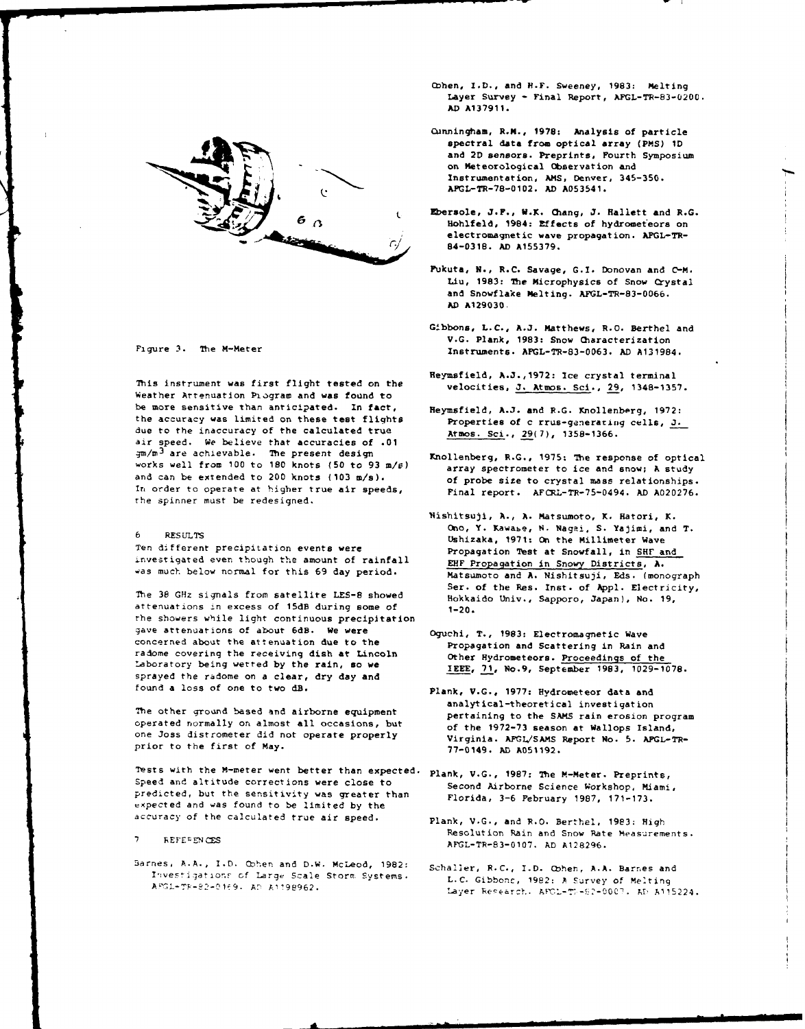Figure 3. The M-Meter

This instrument was first flight tested on the Weather Attenuation Program and was found to be more sensitive than anticipated. In fact, the accuracy was limited on these test flights due to the inaccuracy of the calculated true air speed. We believe that accuracies of .01 gm/m$^3$ are achievable. The present design works well from 100 to 180 knots (50 to 93 m/s) and can be extended to 200 knots (103 m/s). In order to operate at higher true air speeds, the spinner must be redesigned.

## 6 RESULTS

Ten different precipitation events were investigated even though the amount of rainfall was much below normal for this 69 day period.

The 38 GHz signals from satellite LES-8 showed attenuations in excess of 15dB during some of the showers while light continuous precipitation gave attenuations of about 6dB. We were concerned about the attenuation due to the radome covering the receiving dish at Lincoln Laboratory being wetted by the rain, so we sprayed the radome on a clear, dry day and found a loss of one to two dB.

The other ground based and airborne equipment operated normally on almost all occasions, but one Joss distrometer did not operate properly prior to the first of May.

Tests with the M-meter went better than expected. Speed and altitude corrections were close to predicted, but the sensitivity was greater than expected and was found to be limited by the accuracy of the calculated true air speed.

## 7 REFERENCES

Barnes, A.A., I.D. Cohen and D.W. McLeod, 1982: Investigations of Large Scale Storm Systems. AFGL-TR-82-0169. AD A1198962.

Cohen, I.D., and H.F. Sweeney, 1983: Melting Layer Survey - Final Report, AFGL-TR-83-0200. AD A137911.

Cunningham, R.M., 1978: Analysis of particle spectral data from optical array (PMS) 1D and 2D sensors. Preprints, Fourth Symposium on Meteorological Observation and Instrumentation, AMS, Denver, 345-350. AFGL-TR-78-0102. AD A053541.

Ebersole, J.F., W.K. Chang, J. Hallett and R.G. Hohlfeld, 1984: Effects of hydrometeors on electromagnetic wave propagation. AFGL-TR-84-0318. AD A155379.

Fukuta, N., R.C. Savage, G.I. Donovan and C-M. Liu, 1983: The Microphysics of Snow Crystal and Snowflake Melting. AFGL-TR-83-0066. AD A129030.

Gibbons, L.C., A.J. Matthews, R.O. Berthel and V.G. Plank, 1983: Snow Characterization Instruments. AFGL-TR-83-0063. AD A131984.

Heymsfield, A.J.,1972: Ice crystal terminal velocities, J. Atmos. Sci., 29, 1348-1357.

Heymsfield, A.J. and R.G. Knollenberg, 1972: Properties of cirrus-generating cells, J. Atmos. Sci., 29(7), 1358-1366.

Knollenberg, R.G., 1975: The response of optical array spectrometer to ice and snow; A study of probe size to crystal mass relationships. Final report. AFCRL-TR-75-0494. AD A020276.

Nishitsuji, A., A. Matsumoto, K. Hatori, K. Ono, Y. Kawabe, N. Nagai, S. Yajimi, and T. Ushizaka, 1971: On the Millimeter Wave Propagation Test at Snowfall, in SHF and EHF Propagation in Snowy Districts, A. Matsumoto and A. Nishitsuji, Eds. (monograph Ser. of the Res. Inst. of Appl. Electricity, Hokkaido Univ., Sapporo, Japan), No. 19, 1-20.

Oguchi, T., 1983: Electromagnetic Wave Propagation and Scattering in Rain and Other Hydrometeors. Proceedings of the IEEE, 71, No.9, September 1983, 1029-1078.

Plank, V.G., 1977: Hydrometeor data and analytical-theoretical investigation pertaining to the SAMS rain erosion program of the 1972-73 season at Wallops Island, Virginia. AFGL/SAMS Report No. 5. AFGL-TR-77-0149. AD A051192.

Plank, V.G., 1987: The M-Meter. Preprints, Second Airborne Science Workshop, Miami, Florida, 3-6 February 1987, 171-173.

Plank, V.G., and R.O. Berthel, 1983: High Resolution Rain and Snow Rate Measurements. AFGL-TR-83-0107. AD A128296.

Schaller, R.C., I.D. Cohen, A.A. Barnes and L.C. Gibbons, 1982: A Survey of Melting Layer Research. AFGL-TR-82-0007. AD A115224.